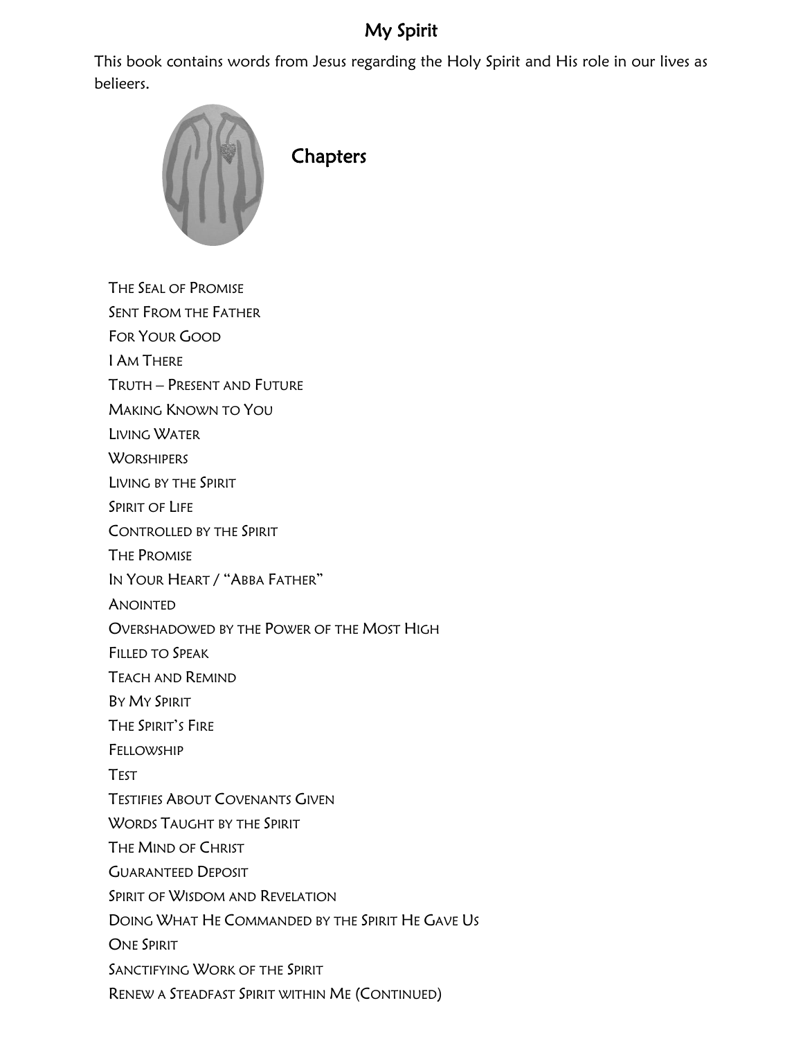# My Spirit

This book contains words from Jesus regarding the Holy Spirit and His role in our lives as belieers.

## Chapters

- The Seal of Promise
- Sent From the Father
- For Your Good
- I Am There
- Truth – Present and Future
- Making Known to You
- Living Water
- Worshipers
- Living by the Spirit
- Spirit of Life
- Controlled by the Spirit
- The Promise
- In Your Heart / "Abba Father"
- Anointed
- Overshadowed by the Power of the Most High
- Filled to Speak
- Teach and Remind
- By My Spirit
- The Spirit's Fire
- Fellowship
- Test
- Testifies About Covenants Given
- Words Taught by the Spirit
- The Mind of Christ
- Guaranteed Deposit
- Spirit of Wisdom and Revelation
- Doing What He Commanded by the Spirit He Gave Us
- One Spirit
- Sanctifying Work of the Spirit
- Renew a Steadfast Spirit within Me (Continued)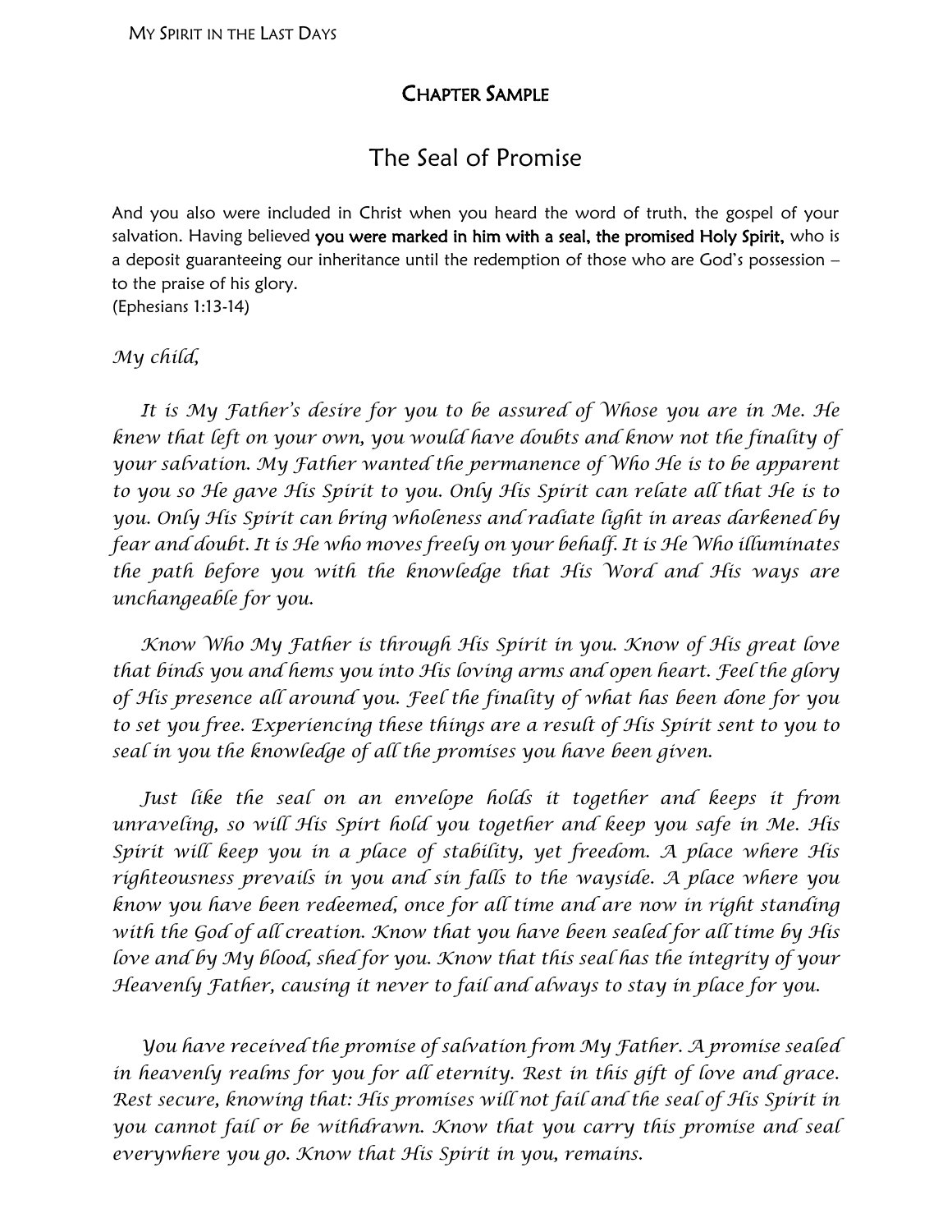## Chapter Sample

# The Seal of Promise

And you also were included in Christ when you heard the word of truth, the gospel of your salvation. Having believed **you were marked in him with a seal, the promised Holy Spirit,** who is a deposit guaranteeing our inheritance until the redemption of those who are God's possession – to the praise of his glory.
(Ephesians 1:13-14)

*My child,*

*It is My Father's desire for you to be assured of Whose you are in Me. He knew that left on your own, you would have doubts and know not the finality of your salvation. My Father wanted the permanence of Who He is to be apparent to you so He gave His Spirit to you. Only His Spirit can relate all that He is to you. Only His Spirit can bring wholeness and radiate light in areas darkened by fear and doubt. It is He who moves freely on your behalf. It is He Who illuminates the path before you with the knowledge that His Word and His ways are unchangeable for you.*

*Know Who My Father is through His Spirit in you. Know of His great love that binds you and hems you into His loving arms and open heart. Feel the glory of His presence all around you. Feel the finality of what has been done for you to set you free. Experiencing these things are a result of His Spirit sent to you to seal in you the knowledge of all the promises you have been given.*

*Just like the seal on an envelope holds it together and keeps it from unraveling, so will His Spirt hold you together and keep you safe in Me. His Spirit will keep you in a place of stability, yet freedom. A place where His righteousness prevails in you and sin falls to the wayside. A place where you know you have been redeemed, once for all time and are now in right standing with the God of all creation. Know that you have been sealed for all time by His love and by My blood, shed for you. Know that this seal has the integrity of your Heavenly Father, causing it never to fail and always to stay in place for you.*

*You have received the promise of salvation from My Father. A promise sealed in heavenly realms for you for all eternity. Rest in this gift of love and grace. Rest secure, knowing that: His promises will not fail and the seal of His Spirit in you cannot fail or be withdrawn. Know that you carry this promise and seal everywhere you go. Know that His Spirit in you, remains.*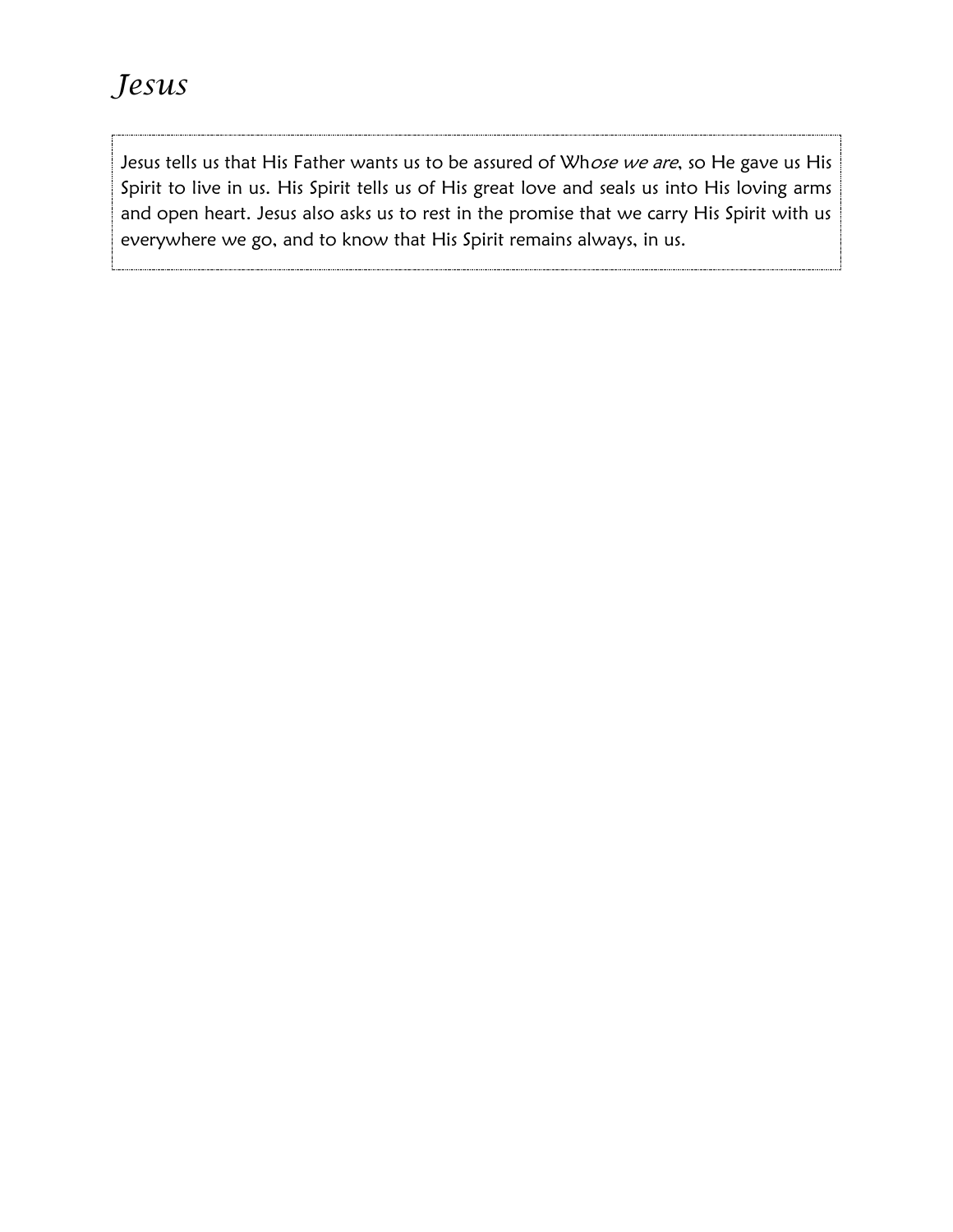# *Jesus*

Jesus tells us that His Father wants us to be assured of Wh*ose we are*, so He gave us His Spirit to live in us. His Spirit tells us of His great love and seals us into His loving arms and open heart. Jesus also asks us to rest in the promise that we carry His Spirit with us everywhere we go, and to know that His Spirit remains always, in us.